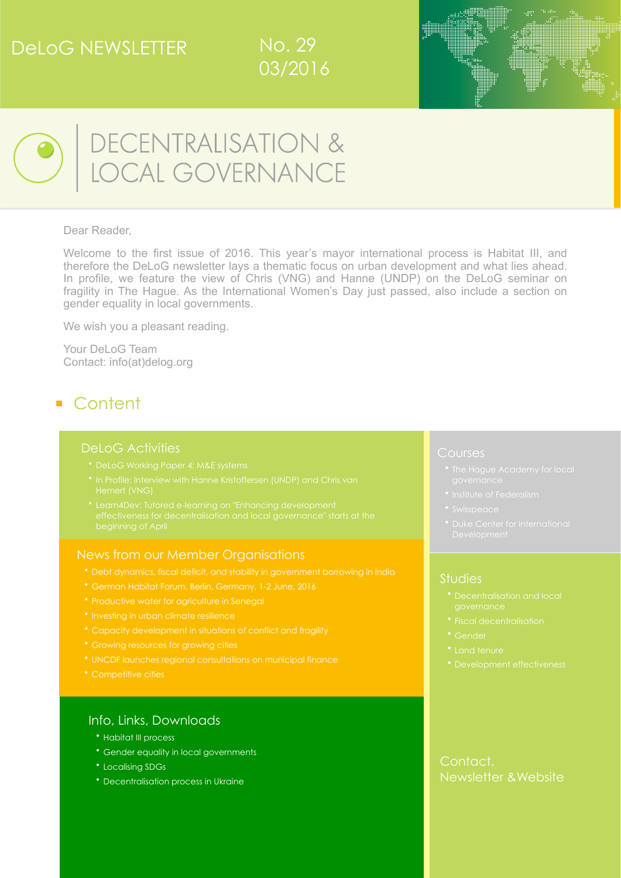DeLoG NEWSLETTER

No. 29
03/2016

# DECENTRALISATION & LOCAL GOVERNANCE

Dear Reader,

Welcome to the first issue of 2016. This year's mayor international process is Habitat III, and therefore the DeLoG newsletter lays a thematic focus on urban development and what lies ahead. In profile, we feature the view of Chris (VNG) and Hanne (UNDP) on the DeLoG seminar on fragility in The Hague. As the International Women's Day just passed, also include a section on gender equality in local governments.

We wish you a pleasant reading.

Your DeLoG Team
Contact: info(at)delog.org

## Content

### DeLoG Activities

- DeLoG Working Paper 4: M&E systems
- In Profile: Interview with Hanne Kristoffersen (UNDP) and Chris van Hemert (VNG)
- Learn4Dev: Tutored e-learning on "Enhancing development effectiveness for decentralisation and local governance" starts at the beginning of April

### News from our Member Organisations

- Debt dynamics, fiscal deficit, and stability in government borrowing in India
- German Habitat Forum, Berlin, Germany, 1-2 June, 2016
- Productive water for agriculture in Senegal
- Investing in urban climate resilience
- Capacity development in situations of conflict and fragility
- Growing resources for growing cities
- UNCDF launches regional consultations on municipal finance
- Competitive cities

### Info, Links, Downloads

- Habitat III process
- Gender equality in local governments
- Localising SDGs
- Decentralisation process in Ukraine

### Courses

- The Hague Academy for local governance
- Institute of Federalism
- Swisspeace
- Duke Center for International Development

### Studies

- Decentralisation and local governance
- Fiscal decentralisation
- Gender
- Land tenure
- Development effectiveness

### Contact, Newsletter & Website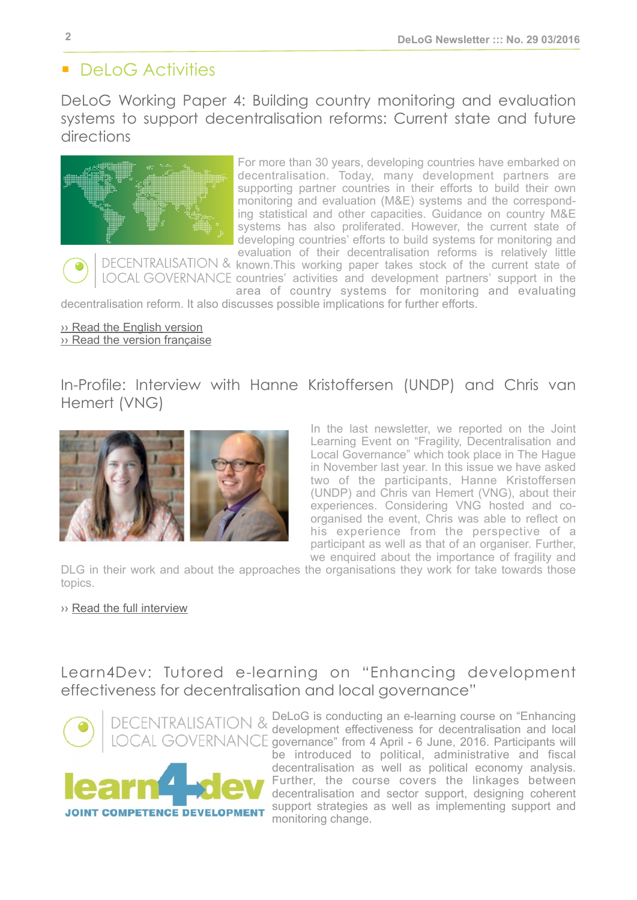## DeLoG Activities

### DeLoG Working Paper 4: Building country monitoring and evaluation systems to support decentralisation reforms: Current state and future directions

For more than 30 years, developing countries have embarked on decentralisation. Today, many development partners are supporting partner countries in their efforts to build their own monitoring and evaluation (M&E) systems and the corresponding statistical and other capacities. Guidance on country M&E systems has also proliferated. However, the current state of developing countries' efforts to build systems for monitoring and evaluation of their decentralisation reforms is relatively little known.This working paper takes stock of the current state of countries' activities and development partners' support in the area of country systems for monitoring and evaluating decentralisation reform. It also discusses possible implications for further efforts.

›› Read the English version
›› Read the version française

### In-Profile: Interview with Hanne Kristoffersen (UNDP) and Chris van Hemert (VNG)

In the last newsletter, we reported on the Joint Learning Event on "Fragility, Decentralisation and Local Governance" which took place in The Hague in November last year. In this issue we have asked two of the participants, Hanne Kristoffersen (UNDP) and Chris van Hemert (VNG), about their experiences. Considering VNG hosted and co-organised the event, Chris was able to reflect on his experience from the perspective of a participant as well as that of an organiser. Further, we enquired about the importance of fragility and DLG in their work and about the approaches the organisations they work for take towards those topics.

›› Read the full interview

### Learn4Dev: Tutored e-learning on "Enhancing development effectiveness for decentralisation and local governance"

DeLoG is conducting an e-learning course on "Enhancing development effectiveness for decentralisation and local governance" from 4 April - 6 June, 2016. Participants will be introduced to political, administrative and fiscal decentralisation as well as political economy analysis. Further, the course covers the linkages between decentralisation and sector support, designing coherent support strategies as well as implementing support and monitoring change.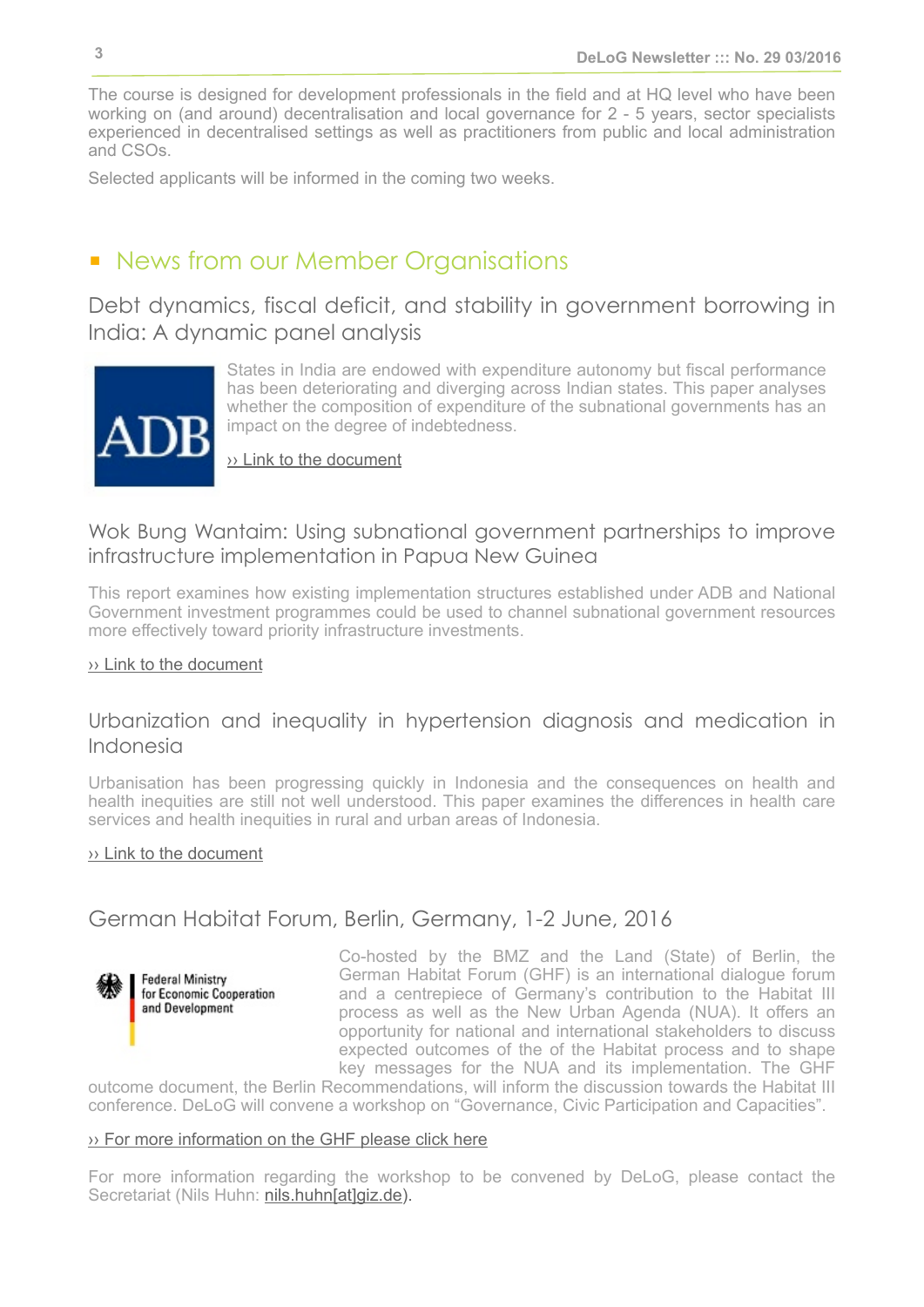The course is designed for development professionals in the field and at HQ level who have been working on (and around) decentralisation and local governance for 2 - 5 years, sector specialists experienced in decentralised settings as well as practitioners from public and local administration and CSOs.

Selected applicants will be informed in the coming two weeks.

## News from our Member Organisations

### Debt dynamics, fiscal deficit, and stability in government borrowing in India: A dynamic panel analysis

States in India are endowed with expenditure autonomy but fiscal performance has been deteriorating and diverging across Indian states. This paper analyses whether the composition of expenditure of the subnational governments has an impact on the degree of indebtedness.

›› Link to the document

### Wok Bung Wantaim: Using subnational government partnerships to improve infrastructure implementation in Papua New Guinea

This report examines how existing implementation structures established under ADB and National Government investment programmes could be used to channel subnational government resources more effectively toward priority infrastructure investments.

›› Link to the document

### Urbanization and inequality in hypertension diagnosis and medication in Indonesia

Urbanisation has been progressing quickly in Indonesia and the consequences on health and health inequities are still not well understood. This paper examines the differences in health care services and health inequities in rural and urban areas of Indonesia.

›› Link to the document

### German Habitat Forum, Berlin, Germany, 1-2 June, 2016

Co-hosted by the BMZ and the Land (State) of Berlin, the German Habitat Forum (GHF) is an international dialogue forum and a centrepiece of Germany's contribution to the Habitat III process as well as the New Urban Agenda (NUA). It offers an opportunity for national and international stakeholders to discuss expected outcomes of the of the Habitat process and to shape key messages for the NUA and its implementation. The GHF outcome document, the Berlin Recommendations, will inform the discussion towards the Habitat III conference. DeLoG will convene a workshop on "Governance, Civic Participation and Capacities".

›› For more information on the GHF please click here

For more information regarding the workshop to be convened by DeLoG, please contact the Secretariat (Nils Huhn: nils.huhn[at]giz.de).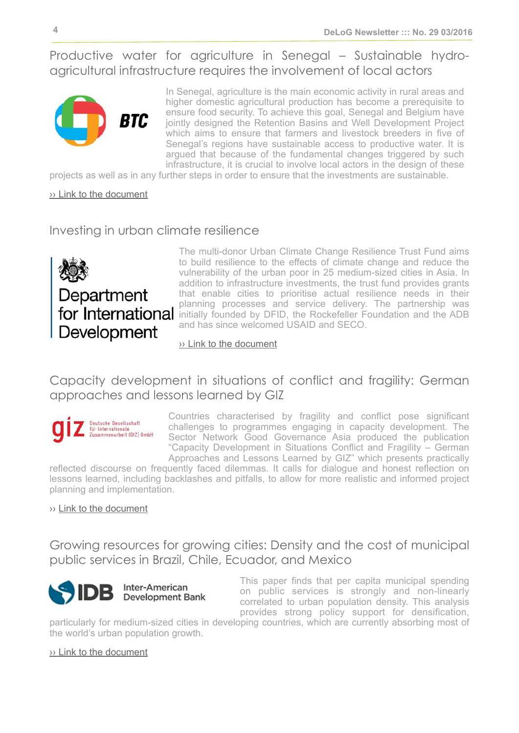## Productive water for agriculture in Senegal – Sustainable hydro-agricultural infrastructure requires the involvement of local actors

In Senegal, agriculture is the main economic activity in rural areas and higher domestic agricultural production has become a prerequisite to ensure food security. To achieve this goal, Senegal and Belgium have jointly designed the Retention Basins and Well Development Project which aims to ensure that farmers and livestock breeders in five of Senegal's regions have sustainable access to productive water. It is argued that because of the fundamental changes triggered by such infrastructure, it is crucial to involve local actors in the design of these projects as well as in any further steps in order to ensure that the investments are sustainable.

›› Link to the document

## Investing in urban climate resilience

The multi-donor Urban Climate Change Resilience Trust Fund aims to build resilience to the effects of climate change and reduce the vulnerability of the urban poor in 25 medium-sized cities in Asia. In addition to infrastructure investments, the trust fund provides grants that enable cities to prioritise actual resilience needs in their planning processes and service delivery. The partnership was initially founded by DFID, the Rockefeller Foundation and the ADB and has since welcomed USAID and SECO.

›› Link to the document

## Capacity development in situations of conflict and fragility: German approaches and lessons learned by GIZ

Countries characterised by fragility and conflict pose significant challenges to programmes engaging in capacity development. The Sector Network Good Governance Asia produced the publication "Capacity Development in Situations Conflict and Fragility – German Approaches and Lessons Learned by GIZ" which presents practically reflected discourse on frequently faced dilemmas. It calls for dialogue and honest reflection on lessons learned, including backlashes and pitfalls, to allow for more realistic and informed project planning and implementation.

›› Link to the document

## Growing resources for growing cities: Density and the cost of municipal public services in Brazil, Chile, Ecuador, and Mexico

This paper finds that per capita municipal spending on public services is strongly and non-linearly correlated to urban population density. This analysis provides strong policy support for densification, particularly for medium-sized cities in developing countries, which are currently absorbing most of the world's urban population growth.

›› Link to the document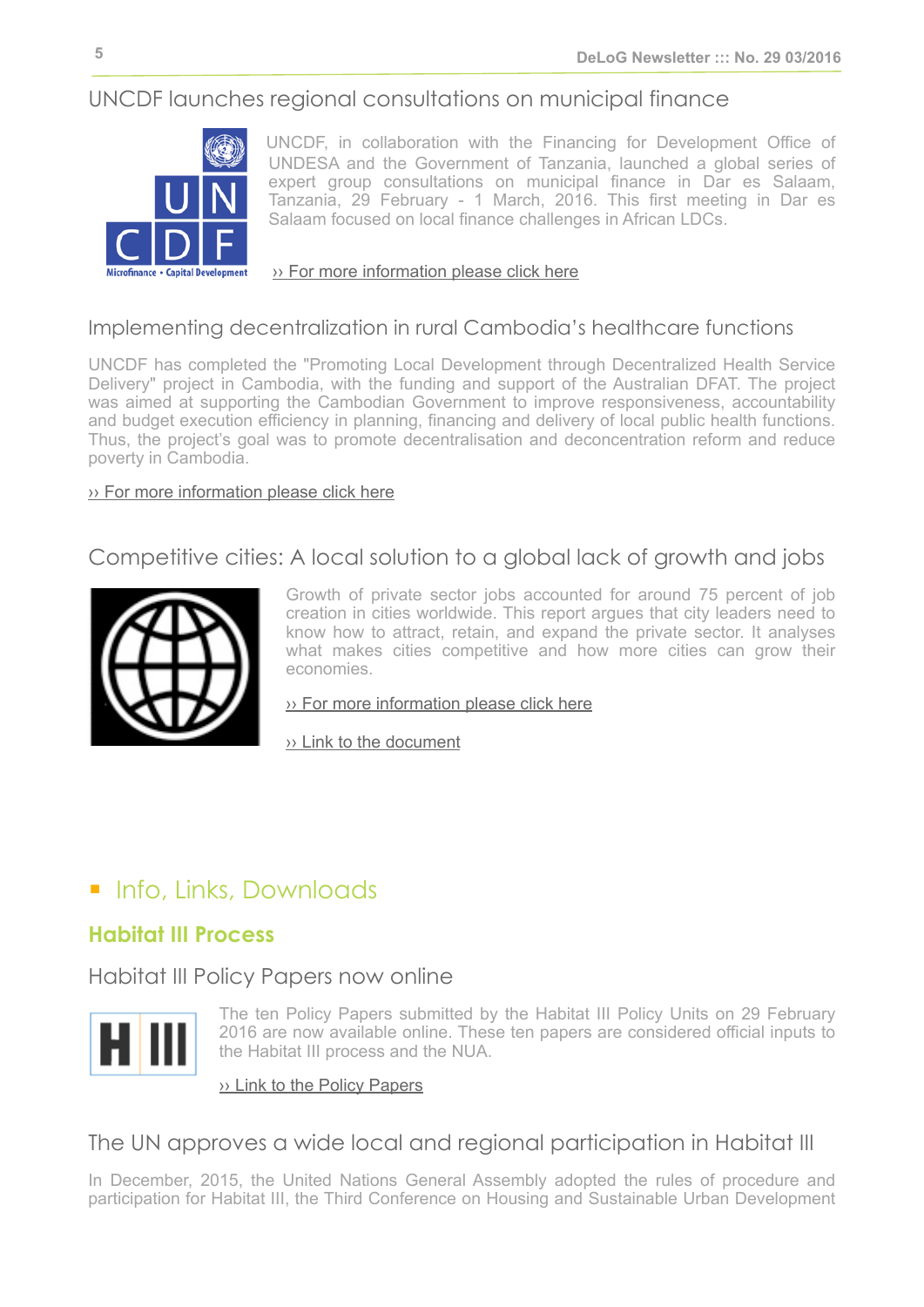## UNCDF launches regional consultations on municipal finance

UNCDF, in collaboration with the Financing for Development Office of UNDESA and the Government of Tanzania, launched a global series of expert group consultations on municipal finance in Dar es Salaam, Tanzania, 29 February - 1 March, 2016. This first meeting in Dar es Salaam focused on local finance challenges in African LDCs.

›› For more information please click here

## Implementing decentralization in rural Cambodia's healthcare functions

UNCDF has completed the "Promoting Local Development through Decentralized Health Service Delivery" project in Cambodia, with the funding and support of the Australian DFAT. The project was aimed at supporting the Cambodian Government to improve responsiveness, accountability and budget execution efficiency in planning, financing and delivery of local public health functions. Thus, the project's goal was to promote decentralisation and deconcentration reform and reduce poverty in Cambodia.

›› For more information please click here

## Competitive cities: A local solution to a global lack of growth and jobs

Growth of private sector jobs accounted for around 75 percent of job creation in cities worldwide. This report argues that city leaders need to know how to attract, retain, and expand the private sector. It analyses what makes cities competitive and how more cities can grow their economies.

›› For more information please click here

›› Link to the document

# Info, Links, Downloads

## Habitat III Process

### Habitat III Policy Papers now online

The ten Policy Papers submitted by the Habitat III Policy Units on 29 February 2016 are now available online. These ten papers are considered official inputs to the Habitat III process and the NUA.

›› Link to the Policy Papers

### The UN approves a wide local and regional participation in Habitat III

In December, 2015, the United Nations General Assembly adopted the rules of procedure and participation for Habitat III, the Third Conference on Housing and Sustainable Urban Development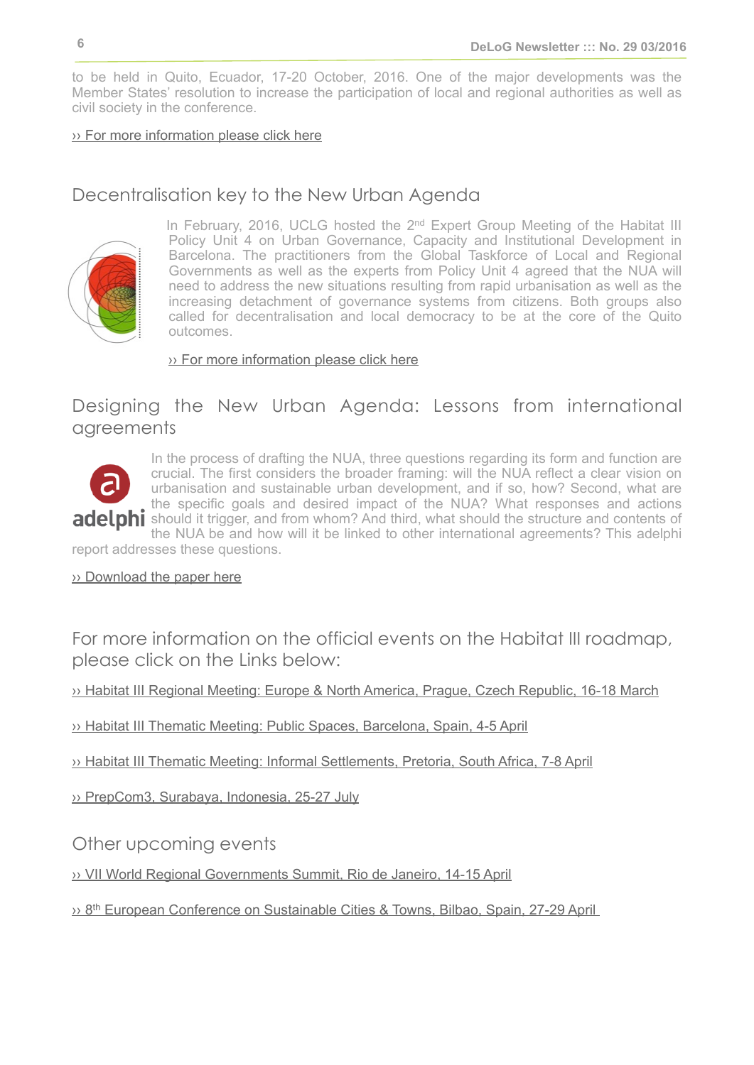to be held in Quito, Ecuador, 17-20 October, 2016. One of the major developments was the Member States' resolution to increase the participation of local and regional authorities as well as civil society in the conference.

›› For more information please click here

## Decentralisation key to the New Urban Agenda

In February, 2016, UCLG hosted the 2nd Expert Group Meeting of the Habitat III Policy Unit 4 on Urban Governance, Capacity and Institutional Development in Barcelona. The practitioners from the Global Taskforce of Local and Regional Governments as well as the experts from Policy Unit 4 agreed that the NUA will need to address the new situations resulting from rapid urbanisation as well as the increasing detachment of governance systems from citizens. Both groups also called for decentralisation and local democracy to be at the core of the Quito outcomes.

›› For more information please click here

## Designing the New Urban Agenda: Lessons from international agreements

In the process of drafting the NUA, three questions regarding its form and function are crucial. The first considers the broader framing: will the NUA reflect a clear vision on urbanisation and sustainable urban development, and if so, how? Second, what are the specific goals and desired impact of the NUA? What responses and actions should it trigger, and from whom? And third, what should the structure and contents of the NUA be and how will it be linked to other international agreements? This adelphi report addresses these questions.

›› Download the paper here

## For more information on the official events on the Habitat III roadmap, please click on the Links below:

›› Habitat III Regional Meeting: Europe & North America, Prague, Czech Republic, 16-18 March

›› Habitat III Thematic Meeting: Public Spaces, Barcelona, Spain, 4-5 April

›› Habitat III Thematic Meeting: Informal Settlements, Pretoria, South Africa, 7-8 April

›› PrepCom3, Surabaya, Indonesia, 25-27 July

## Other upcoming events

›› VII World Regional Governments Summit, Rio de Janeiro, 14-15 April

›› 8th European Conference on Sustainable Cities & Towns, Bilbao, Spain, 27-29 April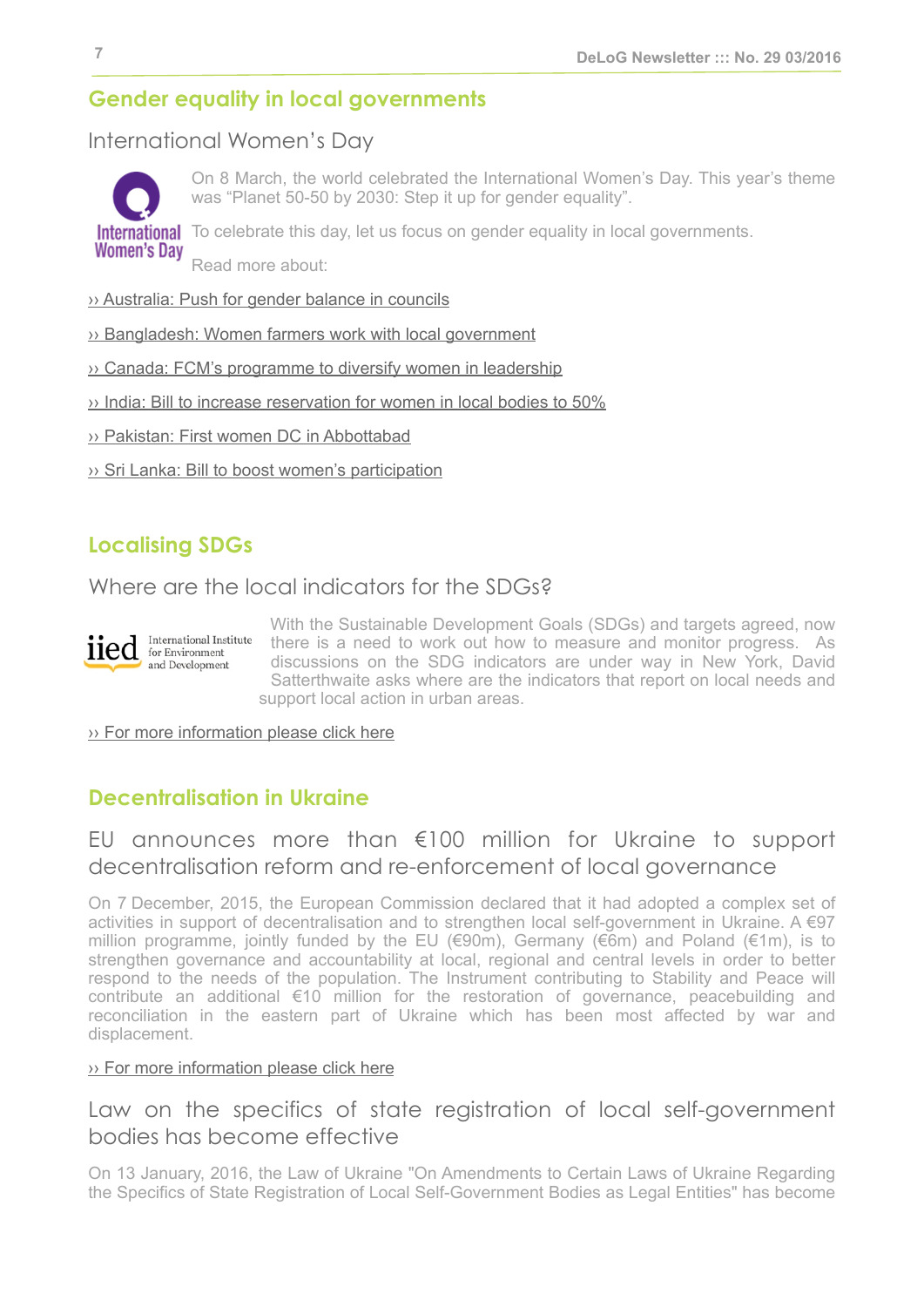## Gender equality in local governments

### International Women's Day

On 8 March, the world celebrated the International Women's Day. This year's theme was "Planet 50-50 by 2030: Step it up for gender equality".

To celebrate this day, let us focus on gender equality in local governments.

Read more about:

›› Australia: Push for gender balance in councils

›› Bangladesh: Women farmers work with local government

›› Canada: FCM's programme to diversify women in leadership

›› India: Bill to increase reservation for women in local bodies to 50%

›› Pakistan: First women DC in Abbottabad

›› Sri Lanka: Bill to boost women's participation

## Localising SDGs

### Where are the local indicators for the SDGs?

With the Sustainable Development Goals (SDGs) and targets agreed, now there is a need to work out how to measure and monitor progress. As discussions on the SDG indicators are under way in New York, David Satterthwaite asks where are the indicators that report on local needs and support local action in urban areas.

›› For more information please click here

## Decentralisation in Ukraine

### EU announces more than €100 million for Ukraine to support decentralisation reform and re-enforcement of local governance

On 7 December, 2015, the European Commission declared that it had adopted a complex set of activities in support of decentralisation and to strengthen local self-government in Ukraine. A €97 million programme, jointly funded by the EU (€90m), Germany (€6m) and Poland (€1m), is to strengthen governance and accountability at local, regional and central levels in order to better respond to the needs of the population. The Instrument contributing to Stability and Peace will contribute an additional €10 million for the restoration of governance, peacebuilding and reconciliation in the eastern part of Ukraine which has been most affected by war and displacement.

›› For more information please click here

### Law on the specifics of state registration of local self-government bodies has become effective

On 13 January, 2016, the Law of Ukraine "On Amendments to Certain Laws of Ukraine Regarding the Specifics of State Registration of Local Self-Government Bodies as Legal Entities" has become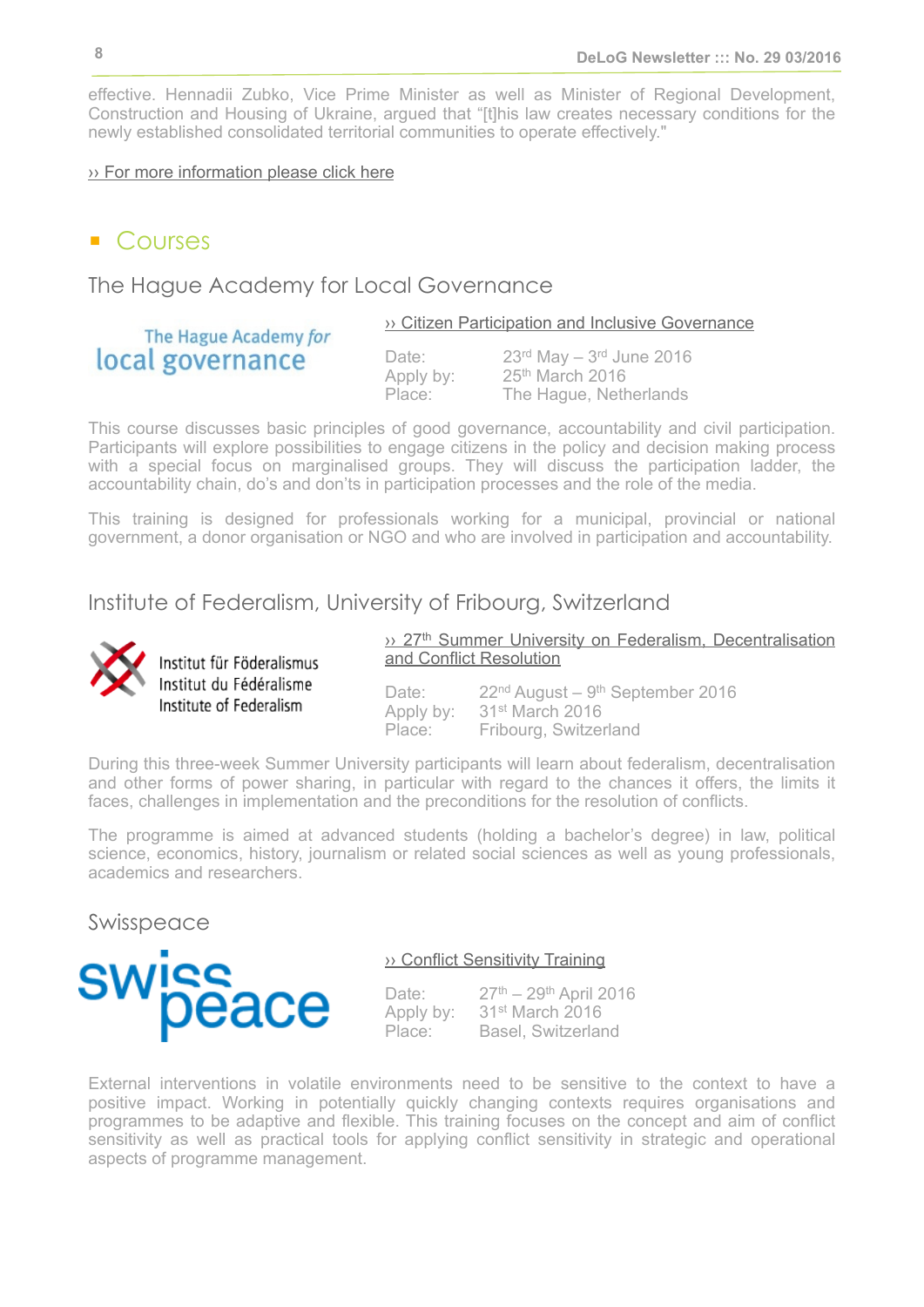effective. Hennadii Zubko, Vice Prime Minister as well as Minister of Regional Development, Construction and Housing of Ukraine, argued that "[t]his law creates necessary conditions for the newly established consolidated territorial communities to operate effectively."

›› For more information please click here

## Courses

### The Hague Academy for Local Governance

The Hague Academy *for* local governance

›› Citizen Participation and Inclusive Governance

Date: 23rd May – 3rd June 2016
Apply by: 25th March 2016
Place: The Hague, Netherlands

This course discusses basic principles of good governance, accountability and civil participation. Participants will explore possibilities to engage citizens in the policy and decision making process with a special focus on marginalised groups. They will discuss the participation ladder, the accountability chain, do's and don'ts in participation processes and the role of the media.

This training is designed for professionals working for a municipal, provincial or national government, a donor organisation or NGO and who are involved in participation and accountability.

### Institute of Federalism, University of Fribourg, Switzerland

Institut für Föderalismus
Institut du Fédéralisme
Institute of Federalism

›› 27th Summer University on Federalism, Decentralisation and Conflict Resolution

Date: 22nd August – 9th September 2016
Apply by: 31st March 2016
Place: Fribourg, Switzerland

During this three-week Summer University participants will learn about federalism, decentralisation and other forms of power sharing, in particular with regard to the chances it offers, the limits it faces, challenges in implementation and the preconditions for the resolution of conflicts.

The programme is aimed at advanced students (holding a bachelor's degree) in law, political science, economics, history, journalism or related social sciences as well as young professionals, academics and researchers.

### Swisspeace

swisspeace

›› Conflict Sensitivity Training

Date: 27th – 29th April 2016
Apply by: 31st March 2016
Place: Basel, Switzerland

External interventions in volatile environments need to be sensitive to the context to have a positive impact. Working in potentially quickly changing contexts requires organisations and programmes to be adaptive and flexible. This training focuses on the concept and aim of conflict sensitivity as well as practical tools for applying conflict sensitivity in strategic and operational aspects of programme management.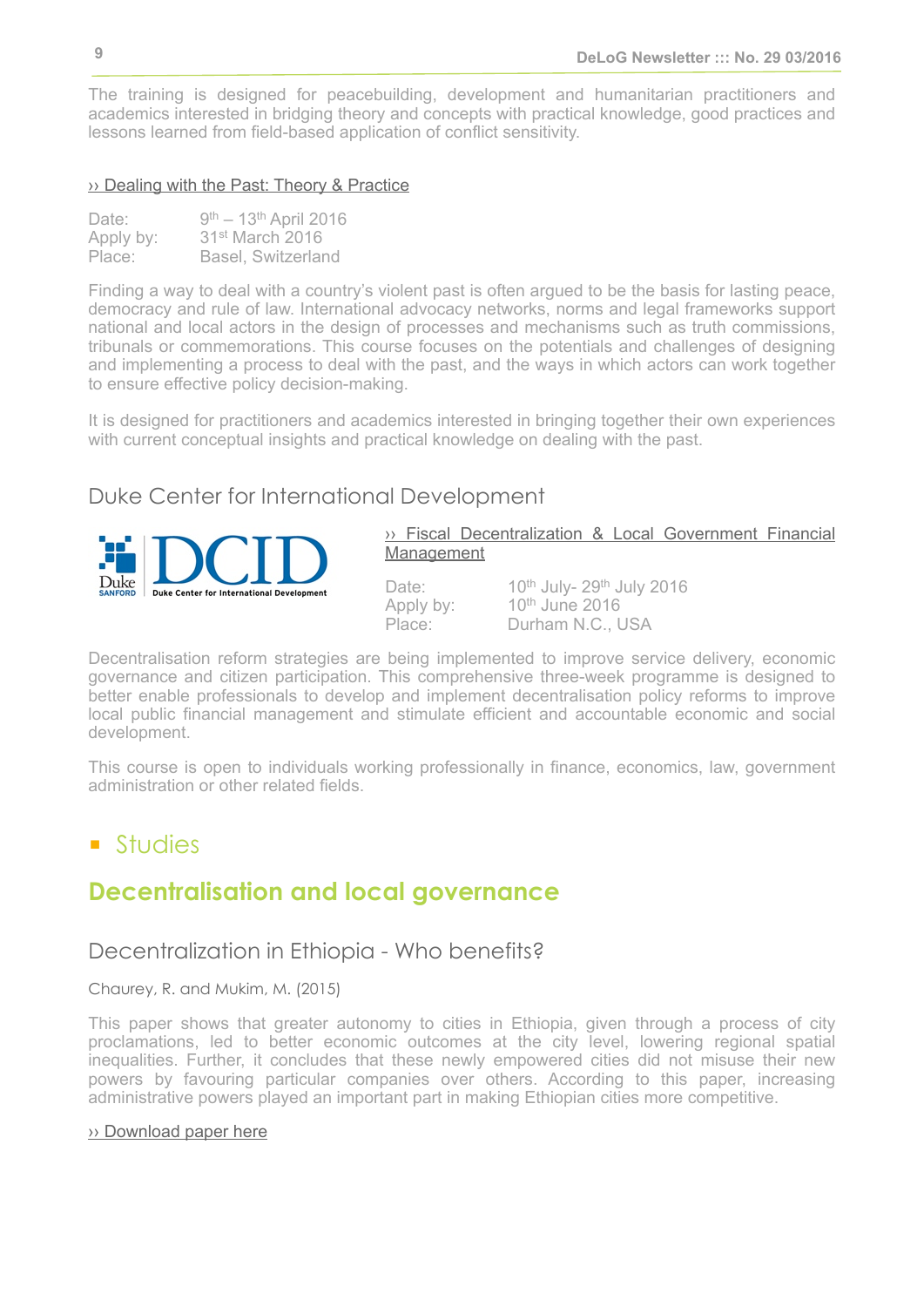The training is designed for peacebuilding, development and humanitarian practitioners and academics interested in bridging theory and concepts with practical knowledge, good practices and lessons learned from field-based application of conflict sensitivity.

›› Dealing with the Past: Theory & Practice

Date: 9th – 13th April 2016
Apply by: 31st March 2016
Place: Basel, Switzerland

Finding a way to deal with a country's violent past is often argued to be the basis for lasting peace, democracy and rule of law. International advocacy networks, norms and legal frameworks support national and local actors in the design of processes and mechanisms such as truth commissions, tribunals or commemorations. This course focuses on the potentials and challenges of designing and implementing a process to deal with the past, and the ways in which actors can work together to ensure effective policy decision-making.

It is designed for practitioners and academics interested in bringing together their own experiences with current conceptual insights and practical knowledge on dealing with the past.

## Duke Center for International Development

›› Fiscal Decentralization & Local Government Financial Management

Date: 10th July- 29th July 2016
Apply by: 10th June 2016
Place: Durham N.C., USA

Decentralisation reform strategies are being implemented to improve service delivery, economic governance and citizen participation. This comprehensive three-week programme is designed to better enable professionals to develop and implement decentralisation policy reforms to improve local public financial management and stimulate efficient and accountable economic and social development.

This course is open to individuals working professionally in finance, economics, law, government administration or other related fields.

# Studies

## Decentralisation and local governance

### Decentralization in Ethiopia - Who benefits?

Chaurey, R. and Mukim, M. (2015)

This paper shows that greater autonomy to cities in Ethiopia, given through a process of city proclamations, led to better economic outcomes at the city level, lowering regional spatial inequalities. Further, it concludes that these newly empowered cities did not misuse their new powers by favouring particular companies over others. According to this paper, increasing administrative powers played an important part in making Ethiopian cities more competitive.

›› Download paper here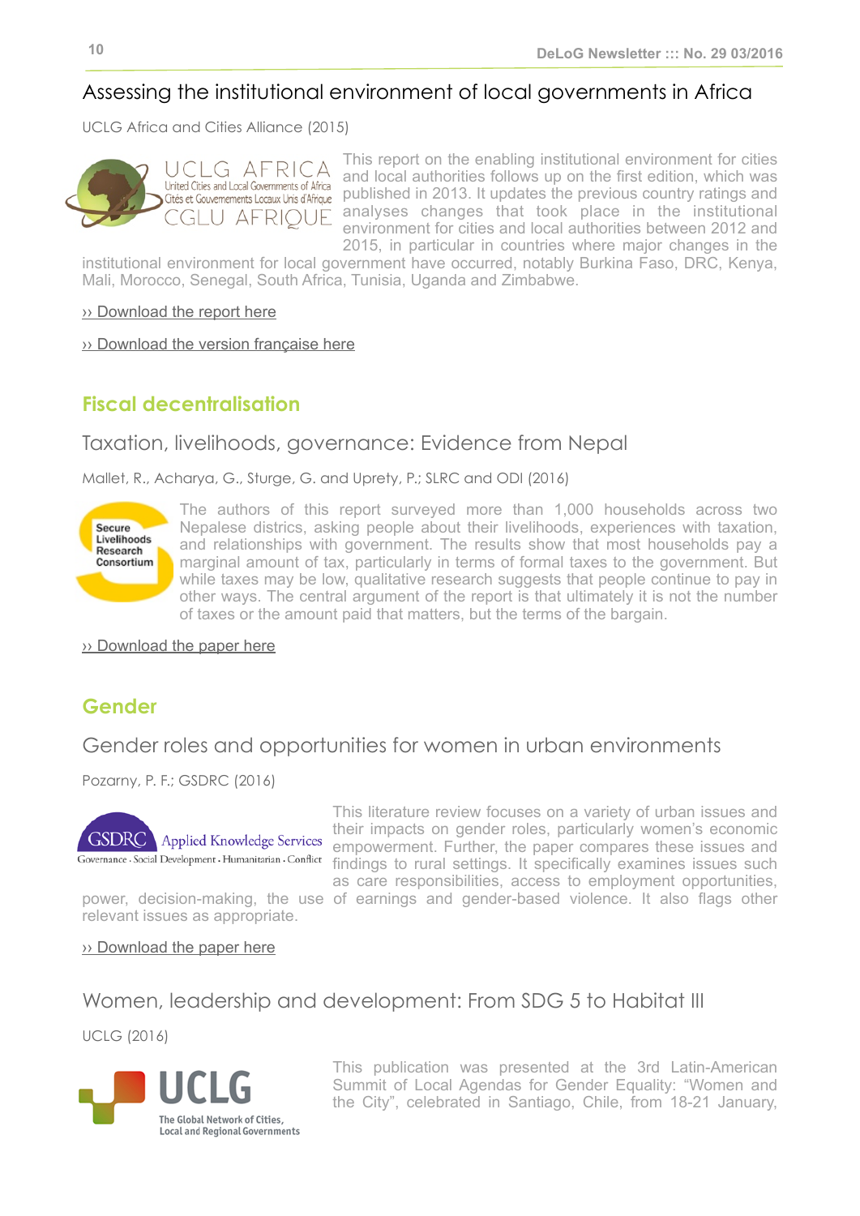## Assessing the institutional environment of local governments in Africa

UCLG Africa and Cities Alliance (2015)

This report on the enabling institutional environment for cities and local authorities follows up on the first edition, which was published in 2013. It updates the previous country ratings and analyses changes that took place in the institutional environment for cities and local authorities between 2012 and 2015, in particular in countries where major changes in the institutional environment for local government have occurred, notably Burkina Faso, DRC, Kenya, Mali, Morocco, Senegal, South Africa, Tunisia, Uganda and Zimbabwe.

›› Download the report here

›› Download the version française here

# Fiscal decentralisation

## Taxation, livelihoods, governance: Evidence from Nepal

Mallet, R., Acharya, G., Sturge, G. and Uprety, P.; SLRC and ODI (2016)

The authors of this report surveyed more than 1,000 households across two Nepalese districts, asking people about their livelihoods, experiences with taxation, and relationships with government. The results show that most households pay a marginal amount of tax, particularly in terms of formal taxes to the government. But while taxes may be low, qualitative research suggests that people continue to pay in other ways. The central argument of the report is that ultimately it is not the number of taxes or the amount paid that matters, but the terms of the bargain.

›› Download the paper here

# Gender

## Gender roles and opportunities for women in urban environments

Pozarny, P. F.; GSDRC (2016)

This literature review focuses on a variety of urban issues and their impacts on gender roles, particularly women's economic empowerment. Further, the paper compares these issues and findings to rural settings. It specifically examines issues such as care responsibilities, access to employment opportunities, power, decision-making, the use of earnings and gender-based violence. It also flags other relevant issues as appropriate.

›› Download the paper here

## Women, leadership and development: From SDG 5 to Habitat III

UCLG (2016)

This publication was presented at the 3rd Latin-American Summit of Local Agendas for Gender Equality: "Women and the City", celebrated in Santiago, Chile, from 18-21 January,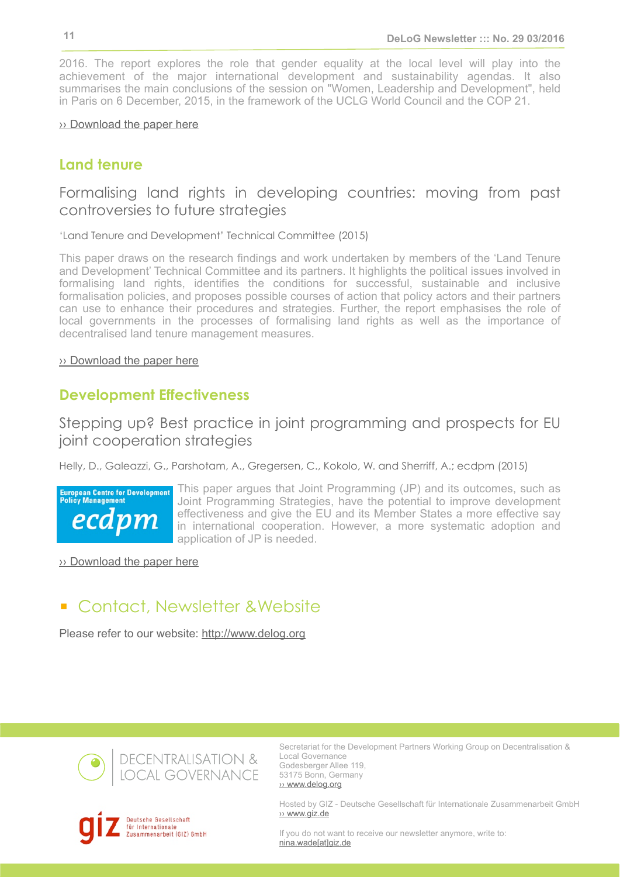2016. The report explores the role that gender equality at the local level will play into the achievement of the major international development and sustainability agendas. It also summarises the main conclusions of the session on "Women, Leadership and Development", held in Paris on 6 December, 2015, in the framework of the UCLG World Council and the COP 21.

›› Download the paper here

## Land tenure

### Formalising land rights in developing countries: moving from past controversies to future strategies

'Land Tenure and Development' Technical Committee (2015)

This paper draws on the research findings and work undertaken by members of the 'Land Tenure and Development' Technical Committee and its partners. It highlights the political issues involved in formalising land rights, identifies the conditions for successful, sustainable and inclusive formalisation policies, and proposes possible courses of action that policy actors and their partners can use to enhance their procedures and strategies. Further, the report emphasises the role of local governments in the processes of formalising land rights as well as the importance of decentralised land tenure management measures.

›› Download the paper here

## Development Effectiveness

### Stepping up? Best practice in joint programming and prospects for EU joint cooperation strategies

Helly, D., Galeazzi, G., Parshotam, A., Gregersen, C., Kokolo, W. and Sherriff, A.; ecdpm (2015)

European Centre for Development Policy Management
ecdpm

This paper argues that Joint Programming (JP) and its outcomes, such as Joint Programming Strategies, have the potential to improve development effectiveness and give the EU and its Member States a more effective say in international cooperation. However, a more systematic adoption and application of JP is needed.

›› Download the paper here

## Contact, Newsletter &Website

Please refer to our website: http://www.delog.org

DECENTRALISATION & LOCAL GOVERNANCE

Secretariat for the Development Partners Working Group on Decentralisation & Local Governance
Godesberger Allee 119,
53175 Bonn, Germany
›› www.delog.org

giz Deutsche Gesellschaft für Internationale Zusammenarbeit (GIZ) GmbH

Hosted by GIZ - Deutsche Gesellschaft für Internationale Zusammenarbeit GmbH
›› www.giz.de

If you do not want to receive our newsletter anymore, write to:
nina.wade[at]giz.de